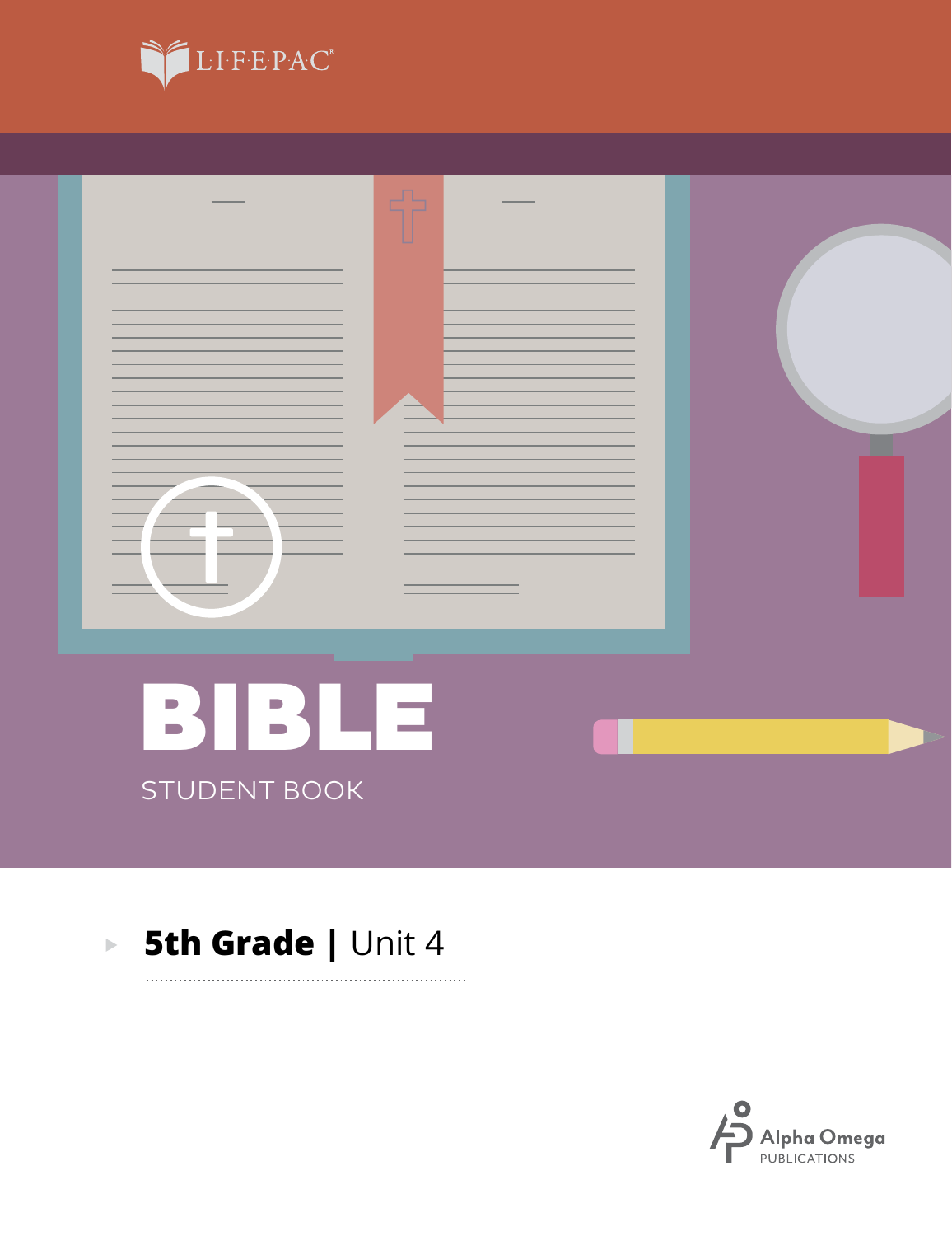LIFEPAC®

# BIBLE

STUDENT BOOK

## 5th Grade | Unit 4

Alpha Omega PUBLICATIONS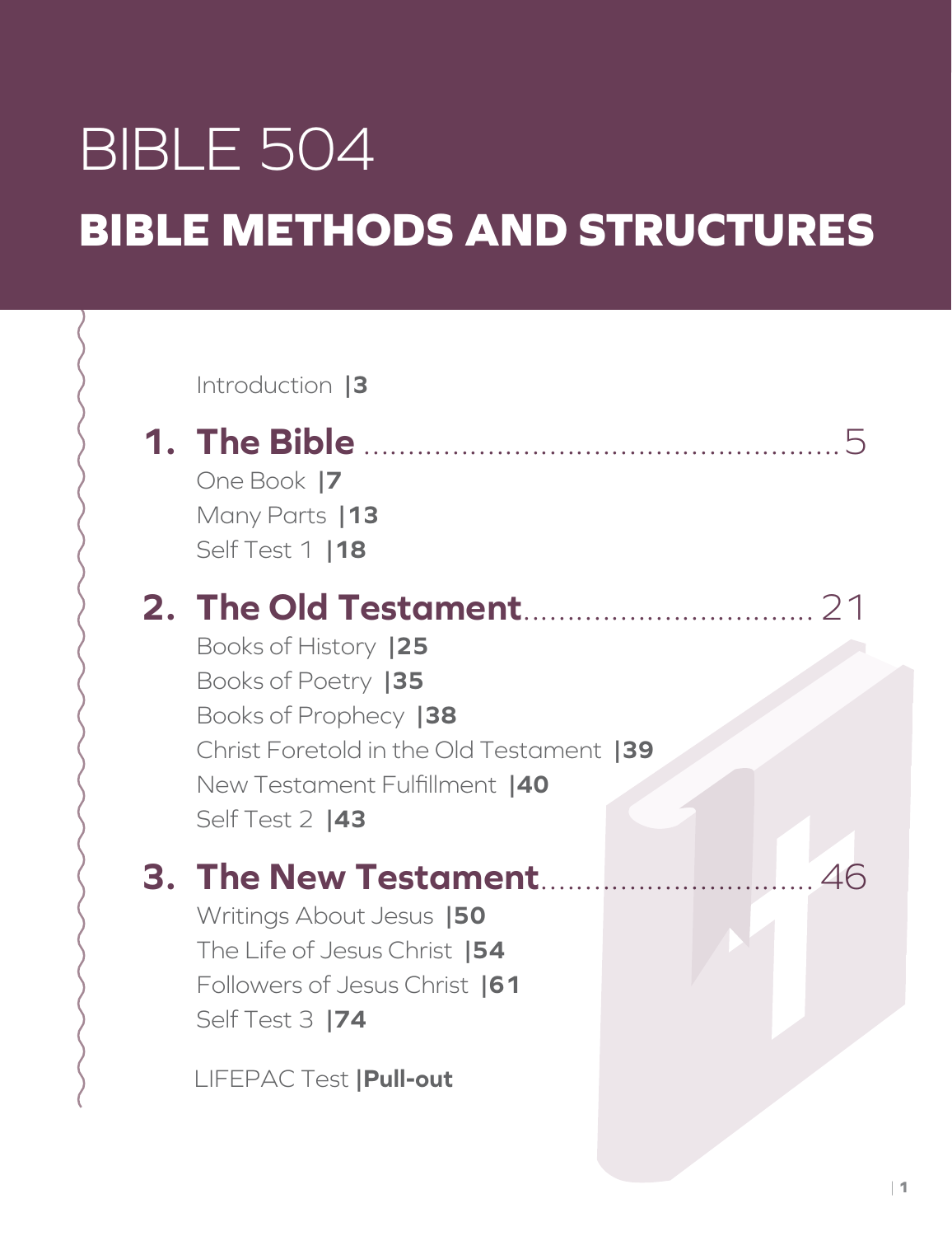# BIBLE 504

## BIBLE METHODS AND STRUCTURES

Introduction |**3**

**1. The Bible** ..................................................... 5

One Book |**7**

Many Parts |**13**

Self Test 1 |**18**

**2. The Old Testament** ................................. 21

Books of History |**25**

Books of Poetry |**35**

Books of Prophecy |**38**

Christ Foretold in the Old Testament |**39**

New Testament Fulfillment |**40**

Self Test 2 |**43**

**3. The New Testament** ............................... 46

Writings About Jesus |**50**

The Life of Jesus Christ |**54**

Followers of Jesus Christ |**61**

Self Test 3 |**74**

LIFEPAC Test |**Pull-out**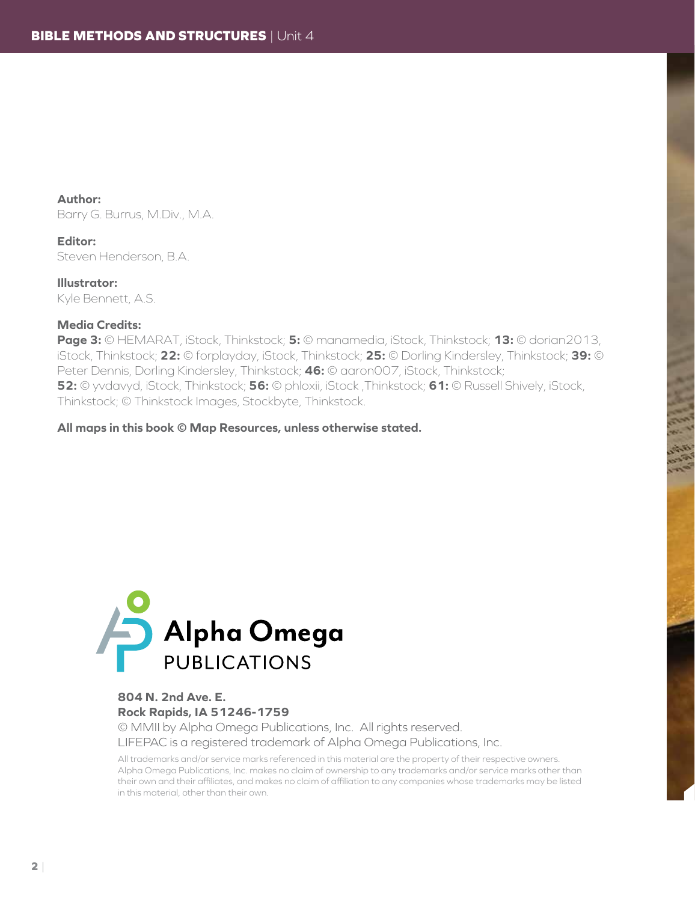**Author:**
Barry G. Burrus, M.Div., M.A.

**Editor:**
Steven Henderson, B.A.

**Illustrator:**
Kyle Bennett, A.S.

**Media Credits:**
**Page 3:** © HEMARAT, iStock, Thinkstock; **5:** © manamedia, iStock, Thinkstock; **13:** © dorian2013, iStock, Thinkstock; **22:** © forplayday, iStock, Thinkstock; **25:** © Dorling Kindersley, Thinkstock; **39:** © Peter Dennis, Dorling Kindersley, Thinkstock; **46:** © aaron007, iStock, Thinkstock; **52:** © yvdavyd, iStock, Thinkstock; **56:** © phloxii, iStock ,Thinkstock; **61:** © Russell Shively, iStock, Thinkstock; © Thinkstock Images, Stockbyte, Thinkstock.

**All maps in this book © Map Resources, unless otherwise stated.**

Alpha Omega PUBLICATIONS

**804 N. 2nd Ave. E.**
**Rock Rapids, IA 51246-1759**
© MMII by Alpha Omega Publications, Inc. All rights reserved.
LIFEPAC is a registered trademark of Alpha Omega Publications, Inc.

All trademarks and/or service marks referenced in this material are the property of their respective owners. Alpha Omega Publications, Inc. makes no claim of ownership to any trademarks and/or service marks other than their own and their affiliates, and makes no claim of affiliation to any companies whose trademarks may be listed in this material, other than their own.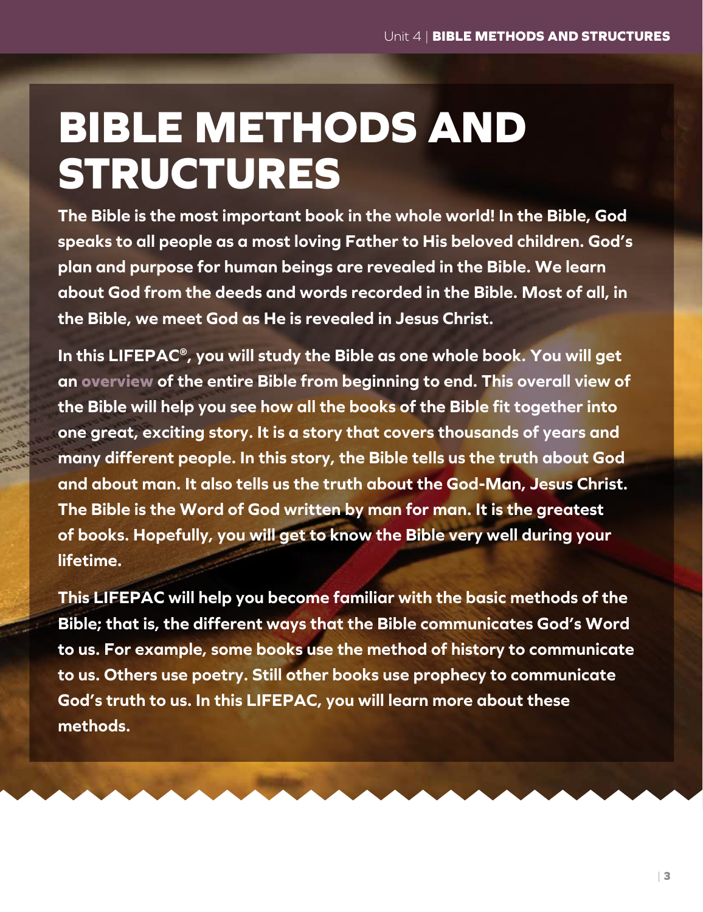# BIBLE METHODS AND STRUCTURES

**The Bible is the most important book in the whole world! In the Bible, God speaks to all people as a most loving Father to His beloved children. God's plan and purpose for human beings are revealed in the Bible. We learn about God from the deeds and words recorded in the Bible. Most of all, in the Bible, we meet God as He is revealed in Jesus Christ.**

**In this LIFEPAC®, you will study the Bible as one whole book. You will get an overview of the entire Bible from beginning to end. This overall view of the Bible will help you see how all the books of the Bible fit together into one great, exciting story. It is a story that covers thousands of years and many different people. In this story, the Bible tells us the truth about God and about man. It also tells us the truth about the God-Man, Jesus Christ. The Bible is the Word of God written by man for man. It is the greatest of books. Hopefully, you will get to know the Bible very well during your lifetime.**

**This LIFEPAC will help you become familiar with the basic methods of the Bible; that is, the different ways that the Bible communicates God's Word to us. For example, some books use the method of history to communicate to us. Others use poetry. Still other books use prophecy to communicate God's truth to us. In this LIFEPAC, you will learn more about these methods.**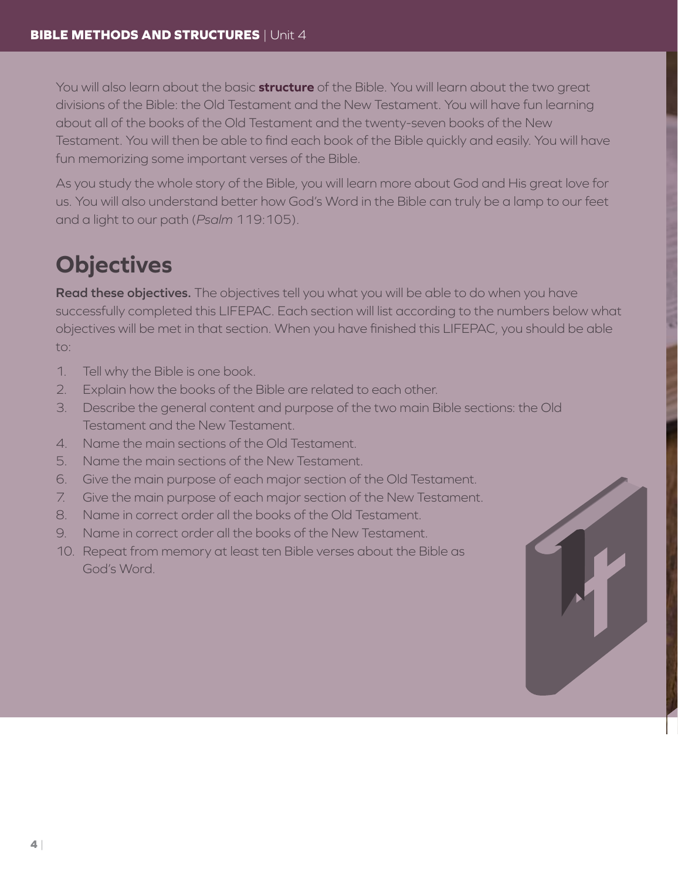You will also learn about the basic **structure** of the Bible. You will learn about the two great divisions of the Bible: the Old Testament and the New Testament. You will have fun learning about all of the books of the Old Testament and the twenty-seven books of the New Testament. You will then be able to find each book of the Bible quickly and easily. You will have fun memorizing some important verses of the Bible.

As you study the whole story of the Bible, you will learn more about God and His great love for us. You will also understand better how God's Word in the Bible can truly be a lamp to our feet and a light to our path (*Psalm* 119:105).

## Objectives

**Read these objectives.** The objectives tell you what you will be able to do when you have successfully completed this LIFEPAC. Each section will list according to the numbers below what objectives will be met in that section. When you have finished this LIFEPAC, you should be able to:

1. Tell why the Bible is one book.
2. Explain how the books of the Bible are related to each other.
3. Describe the general content and purpose of the two main Bible sections: the Old Testament and the New Testament.
4. Name the main sections of the Old Testament.
5. Name the main sections of the New Testament.
6. Give the main purpose of each major section of the Old Testament.
7. Give the main purpose of each major section of the New Testament.
8. Name in correct order all the books of the Old Testament.
9. Name in correct order all the books of the New Testament.
10. Repeat from memory at least ten Bible verses about the Bible as God's Word.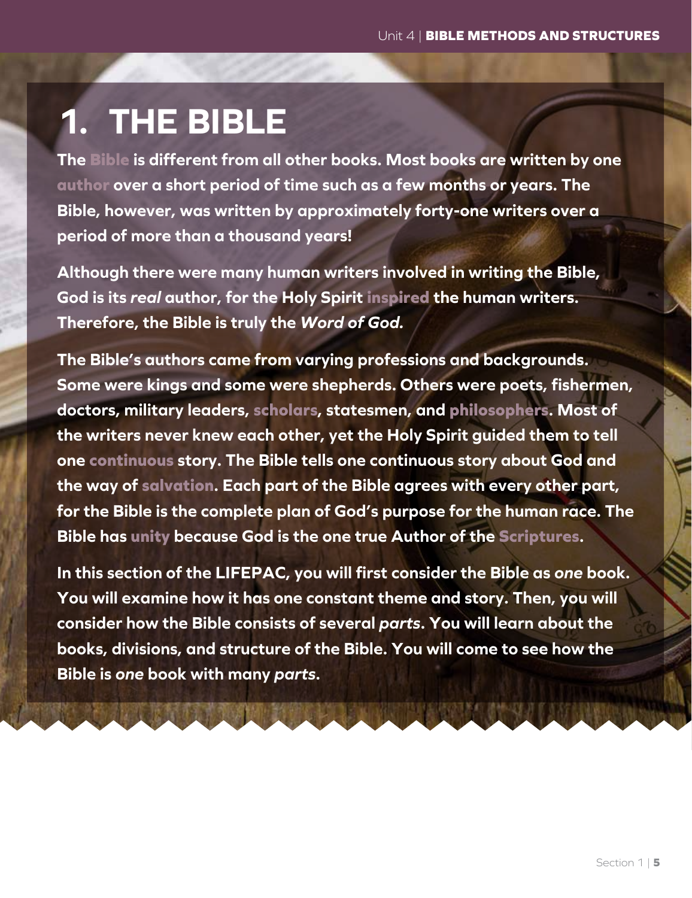# 1. THE BIBLE

**The Bible is different from all other books. Most books are written by one author over a short period of time such as a few months or years. The Bible, however, was written by approximately forty-one writers over a period of more than a thousand years!**

**Although there were many human writers involved in writing the Bible, God is its *real* author, for the Holy Spirit inspired the human writers. Therefore, the Bible is truly the *Word of God.***

**The Bible's authors came from varying professions and backgrounds. Some were kings and some were shepherds. Others were poets, fishermen, doctors, military leaders, scholars, statesmen, and philosophers. Most of the writers never knew each other, yet the Holy Spirit guided them to tell one continuous story. The Bible tells one continuous story about God and the way of salvation. Each part of the Bible agrees with every other part, for the Bible is the complete plan of God's purpose for the human race. The Bible has unity because God is the one true Author of the Scriptures.**

**In this section of the LIFEPAC, you will first consider the Bible as *one* book. You will examine how it has one constant theme and story. Then, you will consider how the Bible consists of several *parts*. You will learn about the books, divisions, and structure of the Bible. You will come to see how the Bible is *one* book with many *parts*.**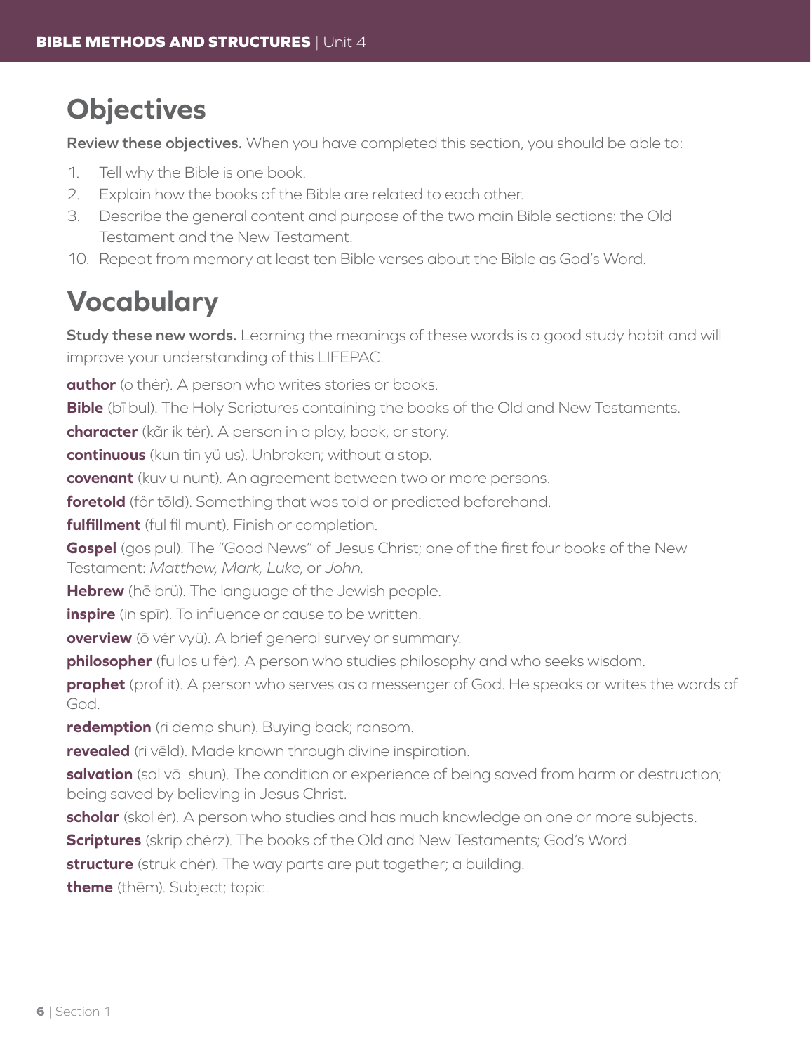## Objectives

**Review these objectives.** When you have completed this section, you should be able to:

1. Tell why the Bible is one book.
2. Explain how the books of the Bible are related to each other.
3. Describe the general content and purpose of the two main Bible sections: the Old Testament and the New Testament.

10. Repeat from memory at least ten Bible verses about the Bible as God's Word.

## Vocabulary

**Study these new words.** Learning the meanings of these words is a good study habit and will improve your understanding of this LIFEPAC.

**author** (o thėr). A person who writes stories or books.

**Bible** (bī bul). The Holy Scriptures containing the books of the Old and New Testaments.

**character** (kãr ik tėr). A person in a play, book, or story.

**continuous** (kun tin yü us). Unbroken; without a stop.

**covenant** (kuv u nunt). An agreement between two or more persons.

**foretold** (fôr tōld). Something that was told or predicted beforehand.

**fulfillment** (ful fil munt). Finish or completion.

**Gospel** (gos pul). The "Good News" of Jesus Christ; one of the first four books of the New Testament: *Matthew, Mark, Luke*, or *John*.

**Hebrew** (hē brü). The language of the Jewish people.

**inspire** (in spīr). To influence or cause to be written.

**overview** (ō vėr vyü). A brief general survey or summary.

**philosopher** (fu los u fėr). A person who studies philosophy and who seeks wisdom.

**prophet** (prof it). A person who serves as a messenger of God. He speaks or writes the words of God.

**redemption** (ri demp shun). Buying back; ransom.

**revealed** (ri vēld). Made known through divine inspiration.

**salvation** (sal vā shun). The condition or experience of being saved from harm or destruction; being saved by believing in Jesus Christ.

**scholar** (skol ėr). A person who studies and has much knowledge on one or more subjects.

**Scriptures** (skrip chėrz). The books of the Old and New Testaments; God's Word.

**structure** (struk chėr). The way parts are put together; a building.

**theme** (thēm). Subject; topic.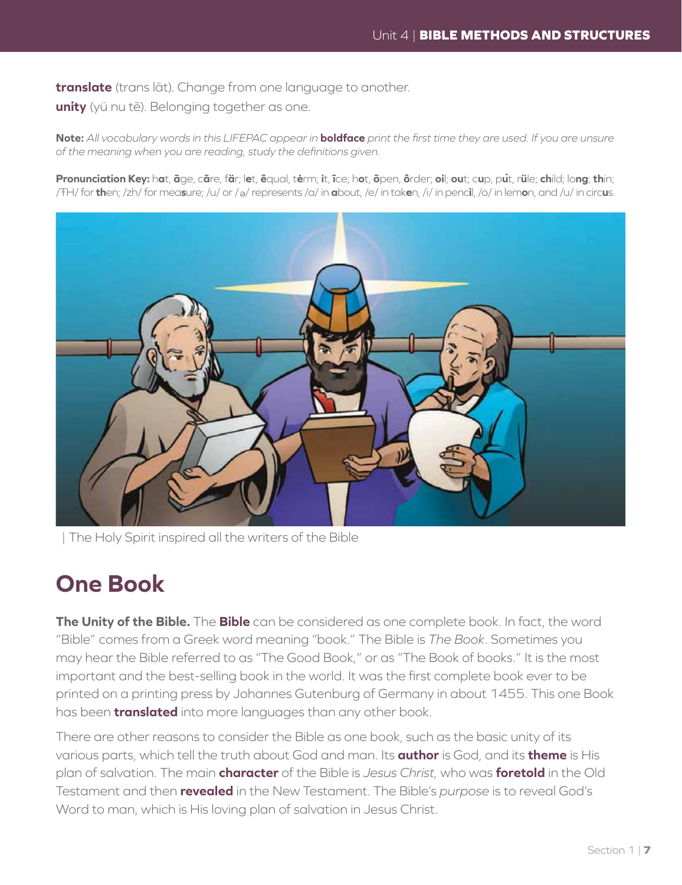**translate** (trans lāt). Change from one language to another.

**unity** (yü nu tē). Belonging together as one.

**Note:** *All vocabulary words in this LIFEPAC appear in* **boldface** *print the first time they are used. If you are unsure of the meaning when you are reading, study the definitions given.*

**Pronunciation Key:** h**a**t, **ā**ge, c**ã**re, f**ä**r; l**e**t, **ē**qual, t**ė**rm; **i**t, **ī**ce; h**o**t, **ō**pen, **ô**rder; **oi**l; **ou**t; c**u**p, p**u̇**t, r**ü**le; **ch**ild; lo**ng**; **th**in; /ŦH/ for **th**en; /zh/ for mea**s**ure; /u/ or /ə/ represents /a/ in **a**bout, /e/ in tak**e**n, /i/ in penc**i**l, /o/ in lem**o**n, and /u/ in circ**u**s.

| The Holy Spirit inspired all the writers of the Bible

## One Book

**The Unity of the Bible.** The **Bible** can be considered as one complete book. In fact, the word "Bible" comes from a Greek word meaning "book." The Bible is *The Book*. Sometimes you may hear the Bible referred to as "The Good Book," or as "The Book of books." It is the most important and the best-selling book in the world. It was the first complete book ever to be printed on a printing press by Johannes Gutenburg of Germany in about 1455. This one Book has been **translated** into more languages than any other book.

There are other reasons to consider the Bible as one book, such as the basic unity of its various parts, which tell the truth about God and man. Its **author** is God, and its **theme** is His plan of salvation. The main **character** of the Bible is *Jesus Christ,* who was **foretold** in the Old Testament and then **revealed** in the New Testament. The Bible's *purpose* is to reveal God's Word to man, which is His loving plan of salvation in Jesus Christ.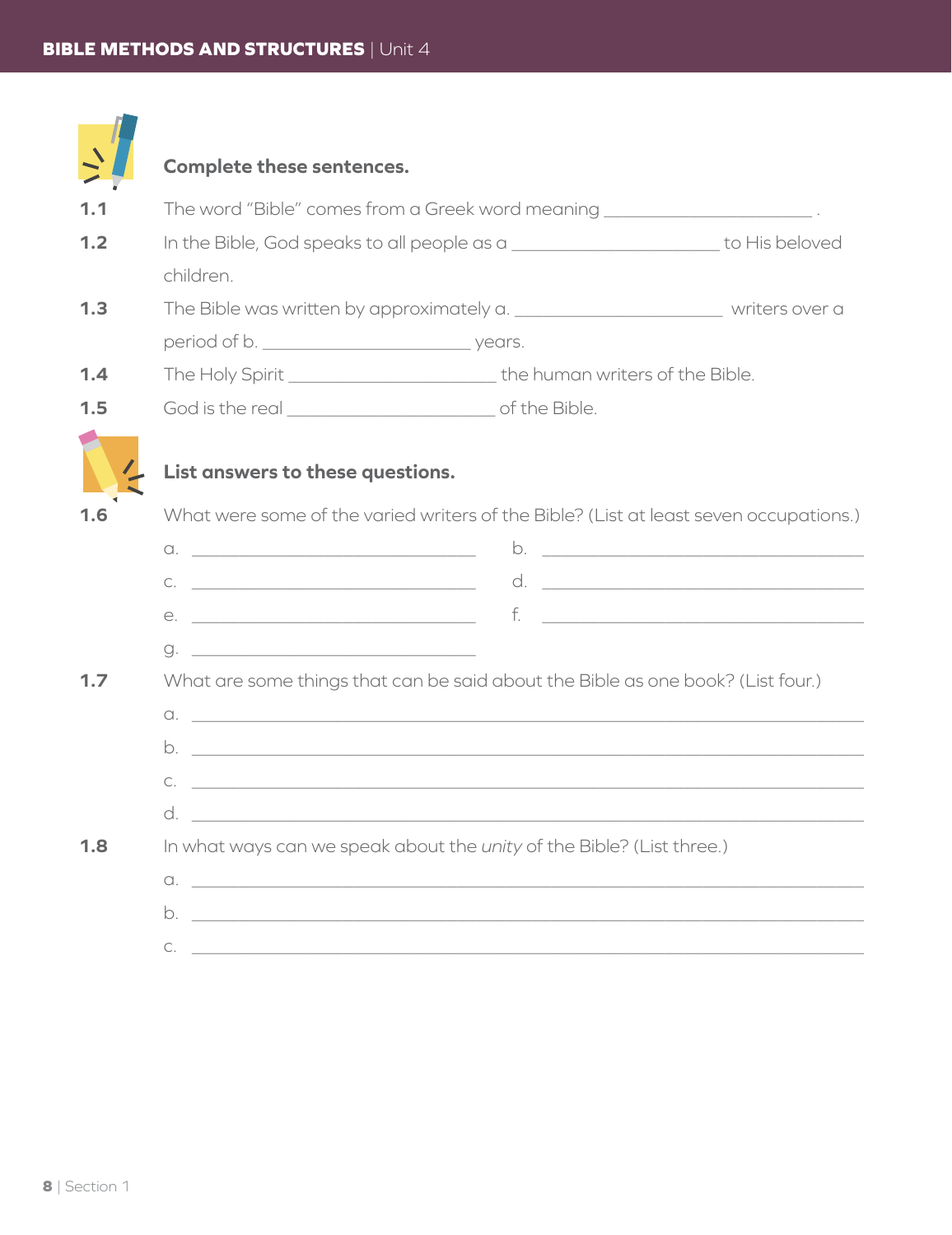**Complete these sentences.**

**1.1** The word "Bible" comes from a Greek word meaning ______________________ .

**1.2** In the Bible, God speaks to all people as a ______________________ to His beloved children.

**1.3** The Bible was written by approximately a. ______________________ writers over a period of b. ______________________ years.

**1.4** The Holy Spirit ______________________ the human writers of the Bible.

**1.5** God is the real ______________________ of the Bible.

**List answers to these questions.**

**1.6** What were some of the varied writers of the Bible? (List at least seven occupations.)

a. ______________________ b. ______________________

c. ______________________ d. ______________________

e. ______________________ f. ______________________

g. ______________________

**1.7** What are some things that can be said about the Bible as one book? (List four.)

a. ______________________________________________

b. ______________________________________________

c. ______________________________________________

d. ______________________________________________

**1.8** In what ways can we speak about the *unity* of the Bible? (List three.)

a. ______________________________________________

b. ______________________________________________

c. ______________________________________________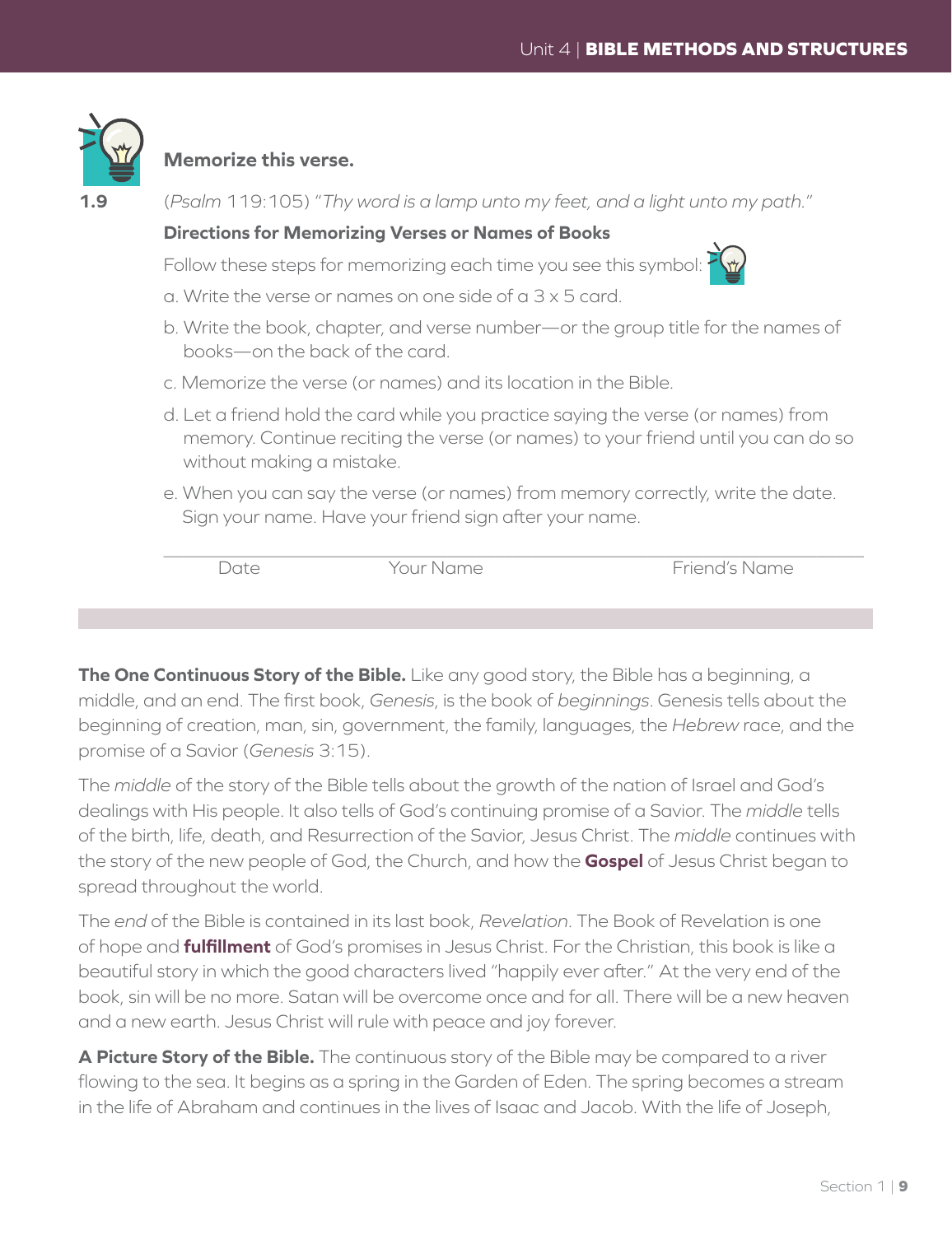**Memorize this verse.**

**1.9** (*Psalm* 119:105) "*Thy word is a lamp unto my feet, and a light unto my path.*"

**Directions for Memorizing Verses or Names of Books**

Follow these steps for memorizing each time you see this symbol:

a. Write the verse or names on one side of a 3 x 5 card.

b. Write the book, chapter, and verse number—or the group title for the names of books—on the back of the card.

c. Memorize the verse (or names) and its location in the Bible.

d. Let a friend hold the card while you practice saying the verse (or names) from memory. Continue reciting the verse (or names) to your friend until you can do so without making a mistake.

e. When you can say the verse (or names) from memory correctly, write the date. Sign your name. Have your friend sign after your name.

______________________________________________________________

Date Your Name Friend's Name

**The One Continuous Story of the Bible.** Like any good story, the Bible has a beginning, a middle, and an end. The first book, *Genesis*, is the book of *beginnings*. Genesis tells about the beginning of creation, man, sin, government, the family, languages, the *Hebrew* race, and the promise of a Savior (*Genesis* 3:15).

The *middle* of the story of the Bible tells about the growth of the nation of Israel and God's dealings with His people. It also tells of God's continuing promise of a Savior. The *middle* tells of the birth, life, death, and Resurrection of the Savior, Jesus Christ. The *middle* continues with the story of the new people of God, the Church, and how the **Gospel** of Jesus Christ began to spread throughout the world.

The *end* of the Bible is contained in its last book, *Revelation*. The Book of Revelation is one of hope and **fulfillment** of God's promises in Jesus Christ. For the Christian, this book is like a beautiful story in which the good characters lived "happily ever after." At the very end of the book, sin will be no more. Satan will be overcome once and for all. There will be a new heaven and a new earth. Jesus Christ will rule with peace and joy forever.

**A Picture Story of the Bible.** The continuous story of the Bible may be compared to a river flowing to the sea. It begins as a spring in the Garden of Eden. The spring becomes a stream in the life of Abraham and continues in the lives of Isaac and Jacob. With the life of Joseph,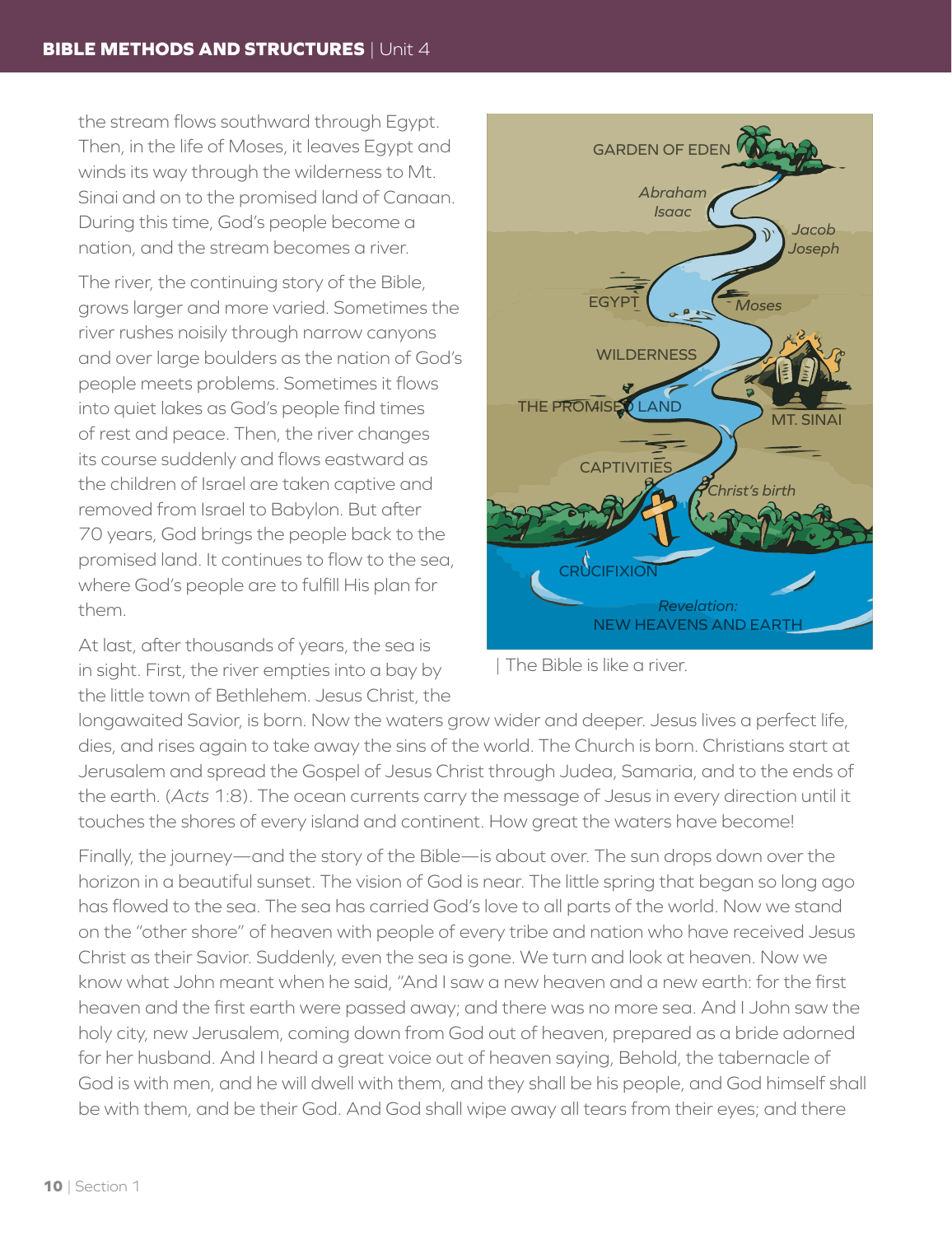the stream flows southward through Egypt. Then, in the life of Moses, it leaves Egypt and winds its way through the wilderness to Mt. Sinai and on to the promised land of Canaan. During this time, God's people become a nation, and the stream becomes a river.

The river, the continuing story of the Bible, grows larger and more varied. Sometimes the river rushes noisily through narrow canyons and over large boulders as the nation of God's people meets problems. Sometimes it flows into quiet lakes as God's people find times of rest and peace. Then, the river changes its course suddenly and flows eastward as the children of Israel are taken captive and removed from Israel to Babylon. But after 70 years, God brings the people back to the promised land. It continues to flow to the sea, where God's people are to fulfill His plan for them.

| The Bible is like a river.

At last, after thousands of years, the sea is in sight. First, the river empties into a bay by the little town of Bethlehem. Jesus Christ, the longawaited Savior, is born. Now the waters grow wider and deeper. Jesus lives a perfect life, dies, and rises again to take away the sins of the world. The Church is born. Christians start at Jerusalem and spread the Gospel of Jesus Christ through Judea, Samaria, and to the ends of the earth. (*Acts* 1:8). The ocean currents carry the message of Jesus in every direction until it touches the shores of every island and continent. How great the waters have become!

Finally, the journey—and the story of the Bible—is about over. The sun drops down over the horizon in a beautiful sunset. The vision of God is near. The little spring that began so long ago has flowed to the sea. The sea has carried God's love to all parts of the world. Now we stand on the "other shore" of heaven with people of every tribe and nation who have received Jesus Christ as their Savior. Suddenly, even the sea is gone. We turn and look at heaven. Now we know what John meant when he said, "And I saw a new heaven and a new earth: for the first heaven and the first earth were passed away; and there was no more sea. And I John saw the holy city, new Jerusalem, coming down from God out of heaven, prepared as a bride adorned for her husband. And I heard a great voice out of heaven saying, Behold, the tabernacle of God is with men, and he will dwell with them, and they shall be his people, and God himself shall be with them, and be their God. And God shall wipe away all tears from their eyes; and there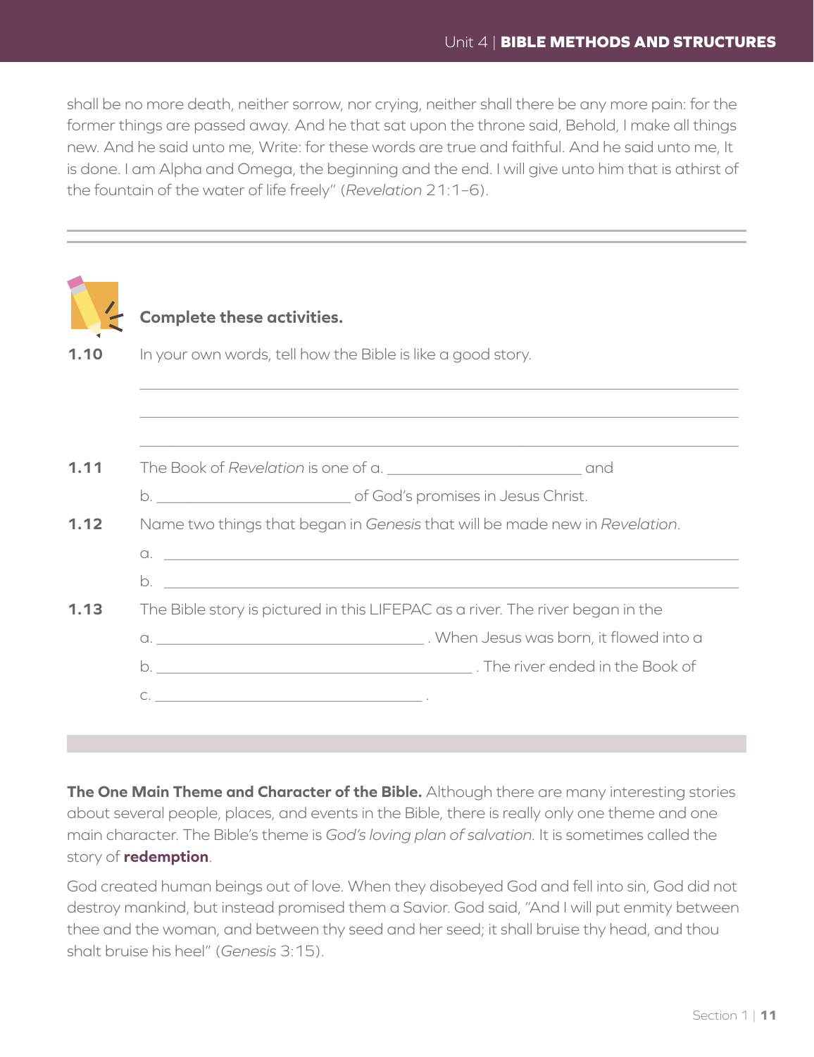shall be no more death, neither sorrow, nor crying, neither shall there be any more pain: for the former things are passed away. And he that sat upon the throne said, Behold, I make all things new. And he said unto me, Write: for these words are true and faithful. And he said unto me, It is done. I am Alpha and Omega, the beginning and the end. I will give unto him that is athirst of the fountain of the water of life freely" (*Revelation* 21:1–6).

---

**Complete these activities.**

**1.10** In your own words, tell how the Bible is like a good story.

______________________________________________________________________

______________________________________________________________________

______________________________________________________________________

**1.11** The Book of *Revelation* is one of a. ________________________ and b. ________________________ of God's promises in Jesus Christ.

**1.12** Name two things that began in *Genesis* that will be made new in *Revelation*.

a. ______________________________________________________________________

b. ______________________________________________________________________

**1.13** The Bible story is pictured in this LIFEPAC as a river. The river began in the a. ________________________________ . When Jesus was born, it flowed into a b. ______________________________________ . The river ended in the Book of c. ________________________________ .

---

**The One Main Theme and Character of the Bible.** Although there are many interesting stories about several people, places, and events in the Bible, there is really only one theme and one main character. The Bible's theme is *God's loving plan of salvation.* It is sometimes called the story of **redemption**.

God created human beings out of love. When they disobeyed God and fell into sin, God did not destroy mankind, but instead promised them a Savior. God said, "And I will put enmity between thee and the woman, and between thy seed and her seed; it shall bruise thy head, and thou shalt bruise his heel" (*Genesis* 3:15).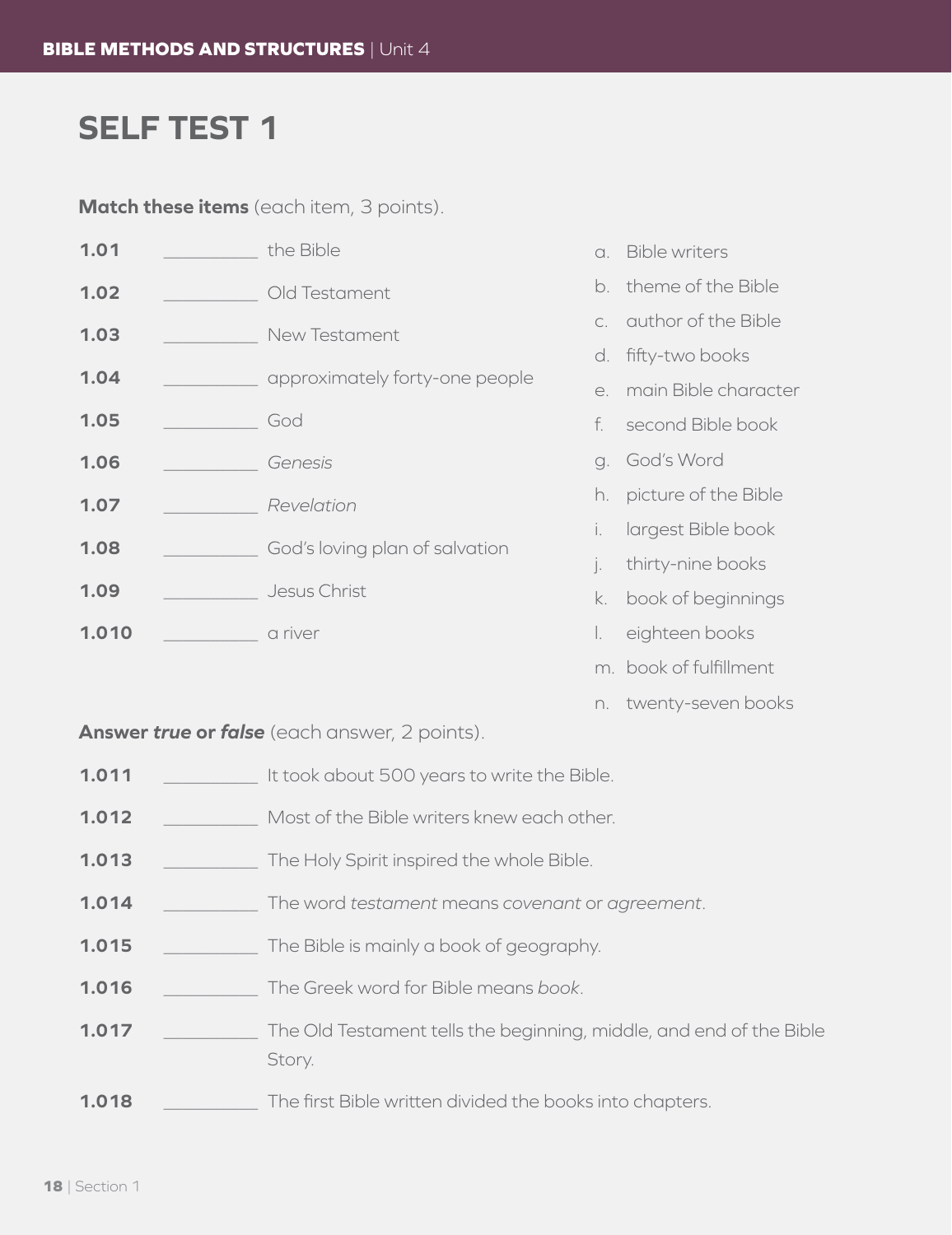# SELF TEST 1

**Match these items** (each item, 3 points).

| | | | |
|---|---|---|---|
| **1.01** | __________ the Bible | a. | Bible writers |
| **1.02** | __________ Old Testament | b. | theme of the Bible |
| **1.03** | __________ New Testament | c. | author of the Bible |
| **1.04** | __________ approximately forty-one people | d. | fifty-two books |
| **1.05** | __________ God | e. | main Bible character |
| **1.06** | __________ *Genesis* | f. | second Bible book |
| **1.07** | __________ *Revelation* | g. | God's Word |
| **1.08** | __________ God's loving plan of salvation | h. | picture of the Bible |
| **1.09** | __________ Jesus Christ | i. | largest Bible book |
| **1.010** | __________ a river | j. | thirty-nine books |
| | | k. | book of beginnings |
| | | l. | eighteen books |
| | | m. | book of fulfillment |
| | | n. | twenty-seven books |

**Answer *true* or *false*** (each answer, 2 points).

**1.011** __________ It took about 500 years to write the Bible.

**1.012** __________ Most of the Bible writers knew each other.

**1.013** __________ The Holy Spirit inspired the whole Bible.

**1.014** __________ The word *testament* means *covenant* or *agreement*.

**1.015** __________ The Bible is mainly a book of geography.

**1.016** __________ The Greek word for Bible means *book*.

**1.017** __________ The Old Testament tells the beginning, middle, and end of the Bible Story.

**1.018** __________ The first Bible written divided the books into chapters.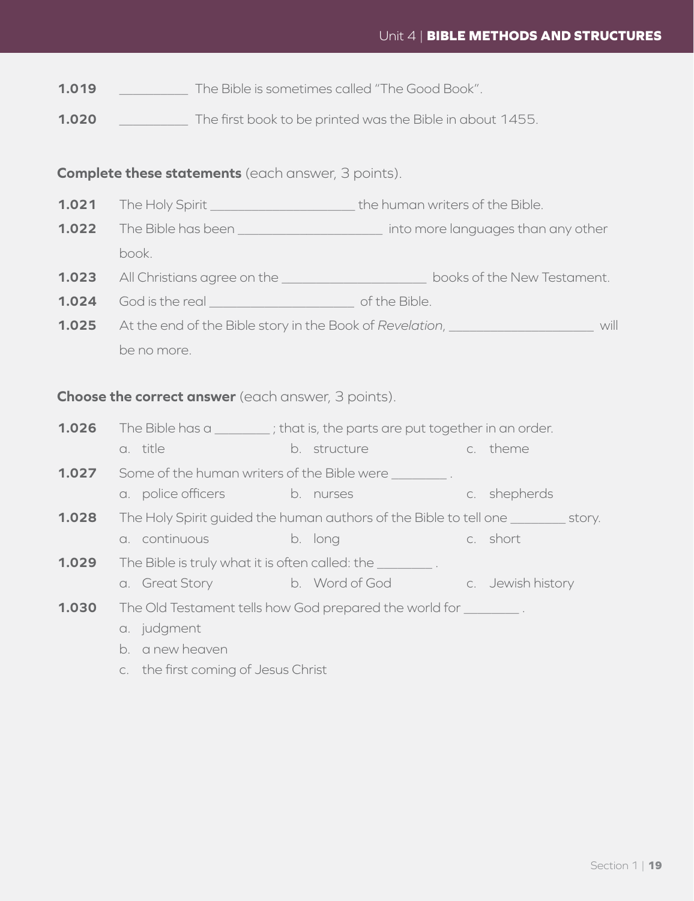**1.019** __________ The Bible is sometimes called "The Good Book".

**1.020** __________ The first book to be printed was the Bible in about 1455.

**Complete these statements** (each answer, 3 points).

**1.021** The Holy Spirit ____________________ the human writers of the Bible.

**1.022** The Bible has been ____________________ into more languages than any other book.

**1.023** All Christians agree on the ____________________ books of the New Testament.

**1.024** God is the real ____________________ of the Bible.

**1.025** At the end of the Bible story in the Book of *Revelation*, ____________________ will be no more.

**Choose the correct answer** (each answer, 3 points).

**1.026** The Bible has a ________ ; that is, the parts are put together in an order.
a. title
b. structure
c. theme

**1.027** Some of the human writers of the Bible were ________ .
a. police officers
b. nurses
c. shepherds

**1.028** The Holy Spirit guided the human authors of the Bible to tell one ________ story.
a. continuous
b. long
c. short

**1.029** The Bible is truly what it is often called: the ________ .
a. Great Story
b. Word of God
c. Jewish history

**1.030** The Old Testament tells how God prepared the world for ________ .
a. judgment
b. a new heaven
c. the first coming of Jesus Christ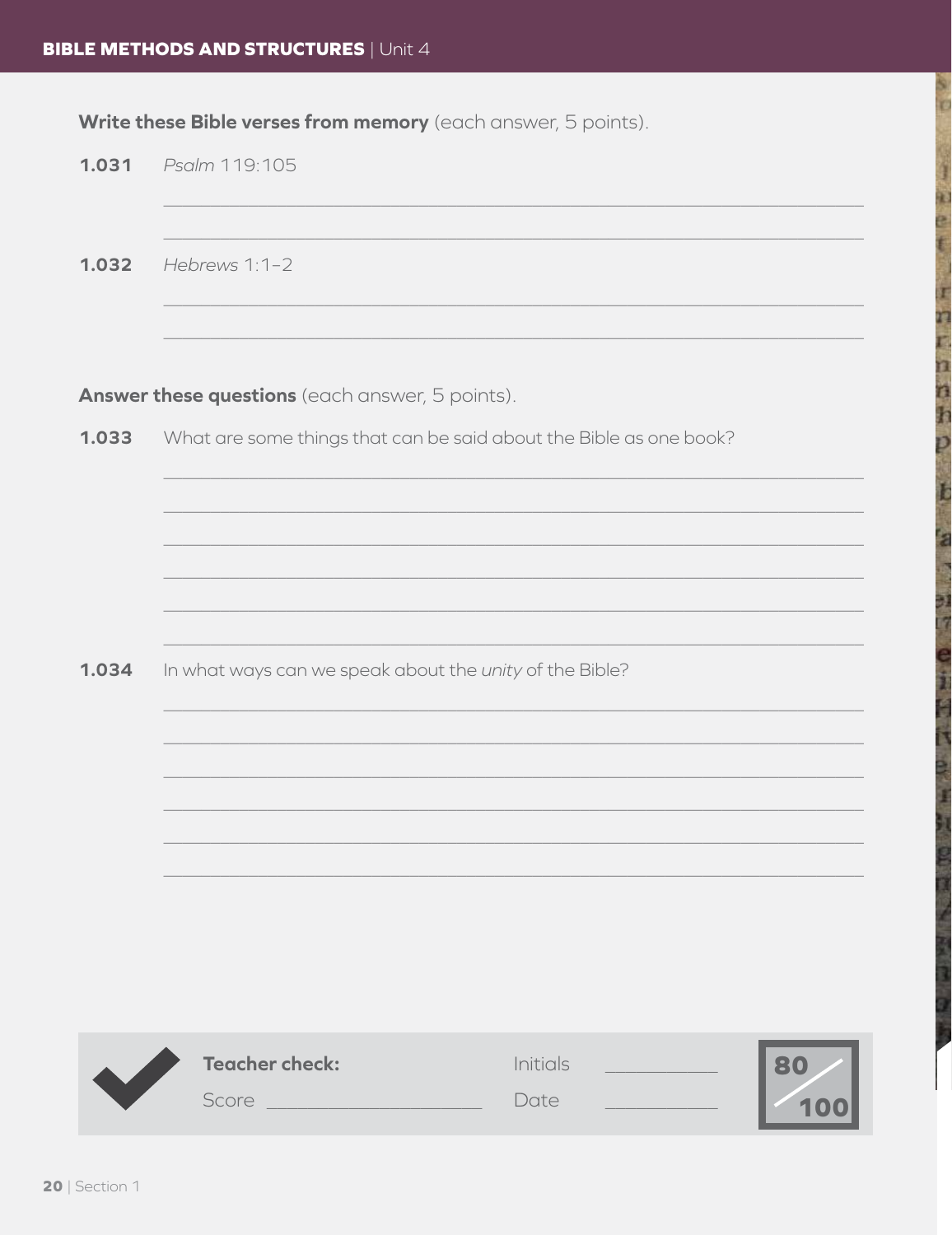**Write these Bible verses from memory** (each answer, 5 points).

**1.031** *Psalm* 119:105

______________________________________________________________________

______________________________________________________________________

**1.032** *Hebrews* 1:1–2

______________________________________________________________________

______________________________________________________________________

**Answer these questions** (each answer, 5 points).

**1.033** What are some things that can be said about the Bible as one book?

______________________________________________________________________

______________________________________________________________________

______________________________________________________________________

______________________________________________________________________

______________________________________________________________________

______________________________________________________________________

**1.034** In what ways can we speak about the *unity* of the Bible?

______________________________________________________________________

______________________________________________________________________

______________________________________________________________________

______________________________________________________________________

______________________________________________________________________

______________________________________________________________________

**Teacher check:** Initials __________

Score ____________________ Date __________

80/100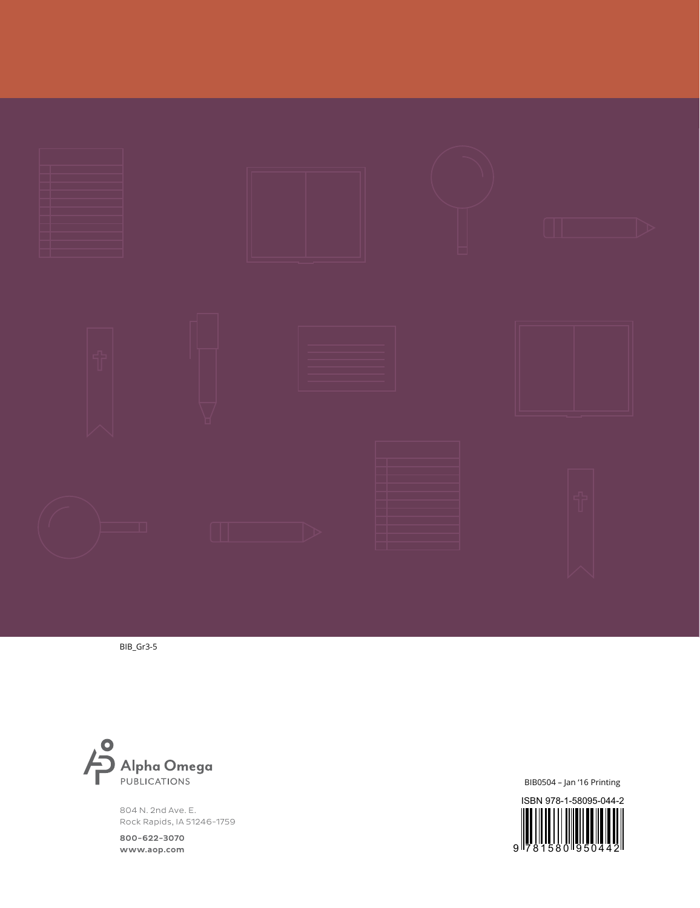BIB_Gr3-5

Alpha Omega
PUBLICATIONS

804 N. 2nd Ave. E.
Rock Rapids, IA 51246-1759

**800-622-3070**
**www.aop.com**

BIB0504 – Jan '16 Printing

ISBN 978-1-58095-044-2

9 781580 950442